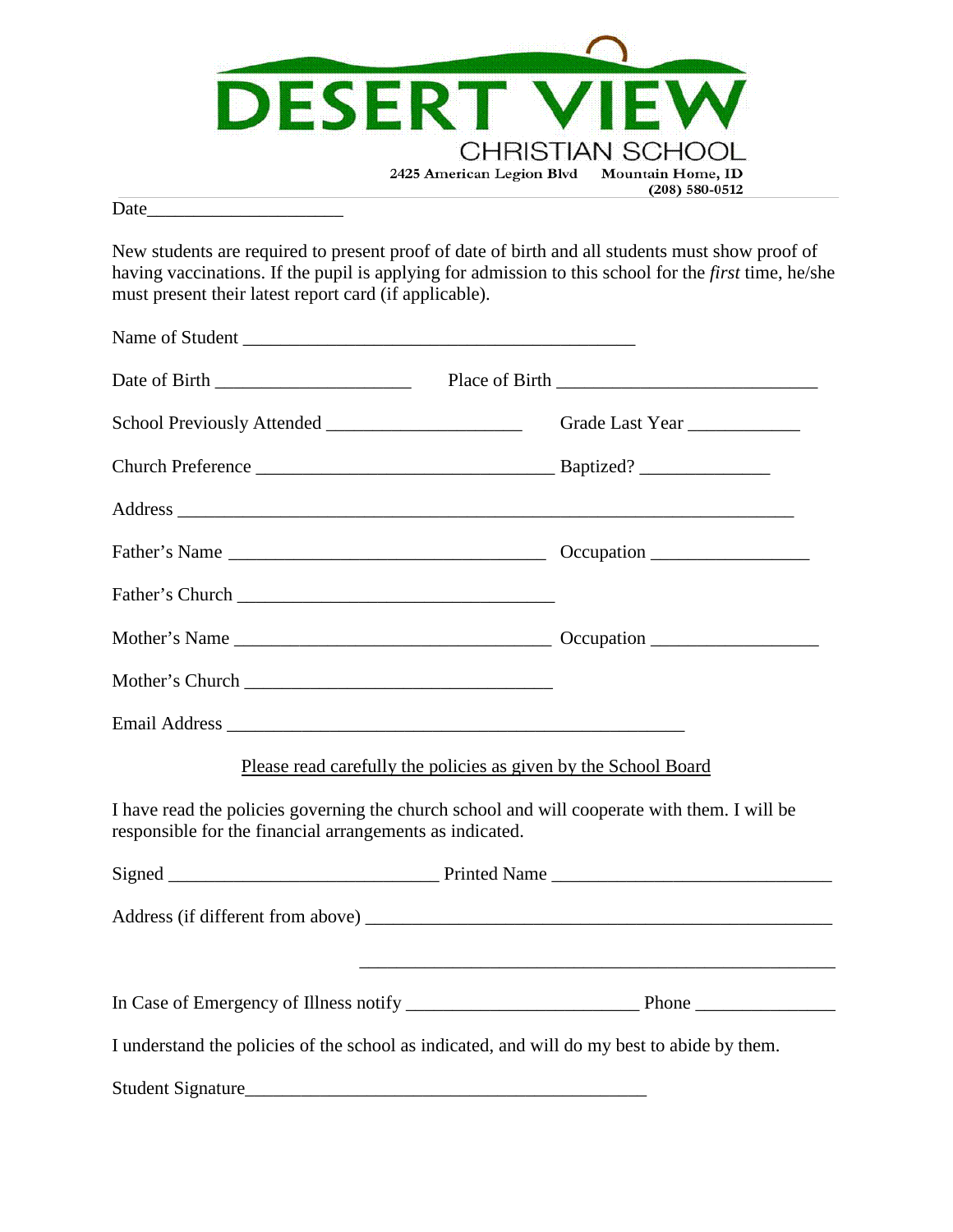# DESERT VIEW

CHRISTIAN SCHOOL

2425 American Legion Blvd Mountain Home, ID
(208) 580-0512

Date____________________

New students are required to present proof of date of birth and all students must show proof of having vaccinations. If the pupil is applying for admission to this school for the *first* time, he/she must present their latest report card (if applicable).

Name of Student ________________________________________

Date of Birth ____________________ Place of Birth ___________________________

School Previously Attended ____________________ Grade Last Year ___________

Church Preference _______________________________ Baptized? _____________

Address _______________________________________________________________

Father's Name _________________________________ Occupation ________________

Father's Church _________________________________

Mother's Name _________________________________ Occupation ________________

Mother's Church ________________________________

Email Address ________________________________________________

Please read carefully the policies as given by the School Board

I have read the policies governing the church school and will cooperate with them. I will be responsible for the financial arrangements as indicated.

Signed ____________________________ Printed Name ______________________________

Address (if different from above) _________________________________________________

_________________________________________________

In Case of Emergency of Illness notify ________________________ Phone ______________

I understand the policies of the school as indicated, and will do my best to abide by them.

Student Signature__________________________________________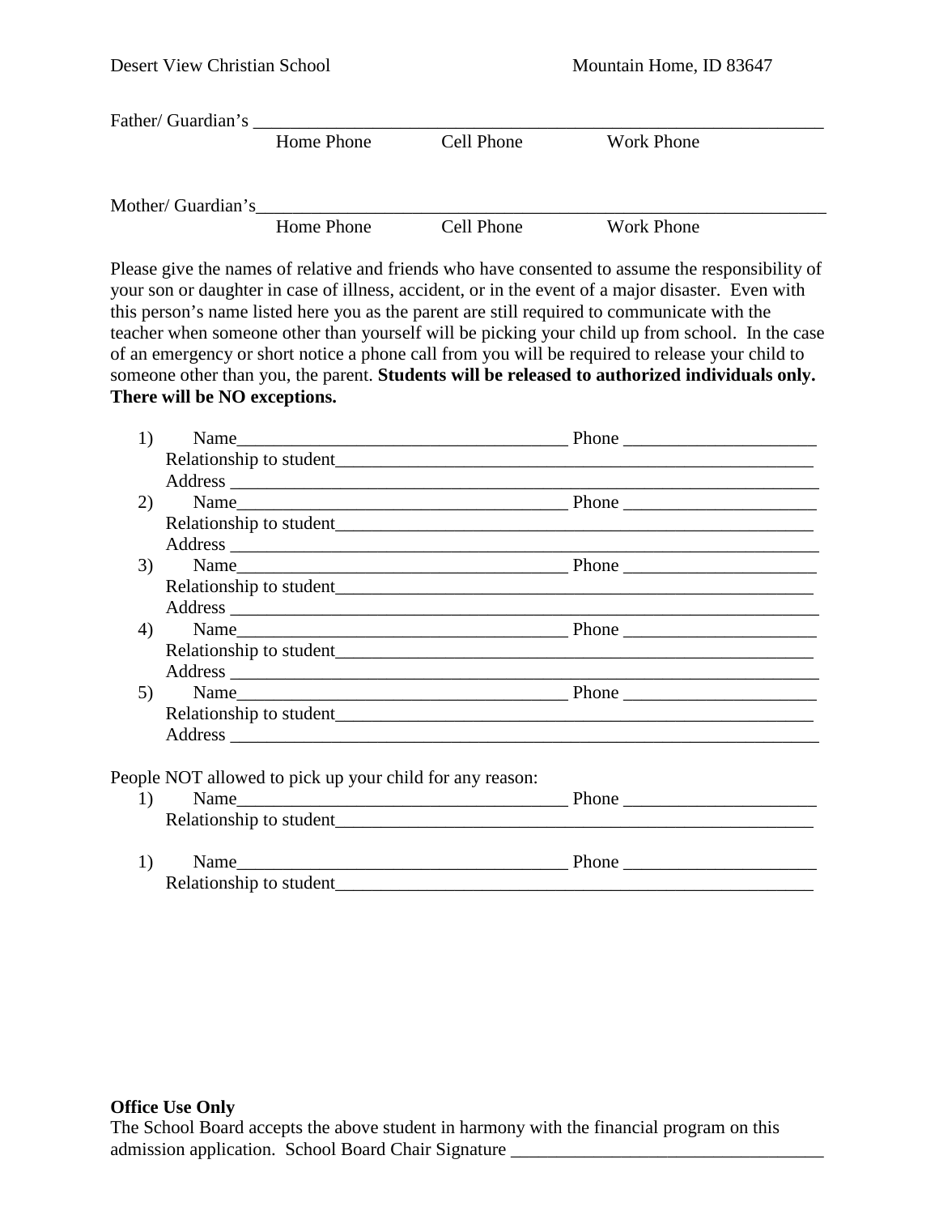Desert View Christian School Mountain Home, ID 83647

Father/ Guardian's ______________________________________________________________

Home Phone Cell Phone Work Phone

Mother/ Guardian's______________________________________________________________

Home Phone Cell Phone Work Phone

Please give the names of relative and friends who have consented to assume the responsibility of your son or daughter in case of illness, accident, or in the event of a major disaster. Even with this person's name listed here you as the parent are still required to communicate with the teacher when someone other than yourself will be picking your child up from school. In the case of an emergency or short notice a phone call from you will be required to release your child to someone other than you, the parent. **Students will be released to authorized individuals only. There will be NO exceptions.**

1) Name____________________________________ Phone _____________________
Relationship to student_____________________________________________________
Address _______________________________________________________________

2) Name____________________________________ Phone _____________________
Relationship to student_____________________________________________________
Address _______________________________________________________________

3) Name____________________________________ Phone _____________________
Relationship to student_____________________________________________________
Address _______________________________________________________________

4) Name____________________________________ Phone _____________________
Relationship to student_____________________________________________________
Address _______________________________________________________________

5) Name____________________________________ Phone _____________________
Relationship to student_____________________________________________________
Address _______________________________________________________________

People NOT allowed to pick up your child for any reason:

1) Name____________________________________ Phone _____________________
Relationship to student_____________________________________________________

1) Name____________________________________ Phone _____________________
Relationship to student_____________________________________________________

**Office Use Only**

The School Board accepts the above student in harmony with the financial program on this admission application. School Board Chair Signature _________________________________